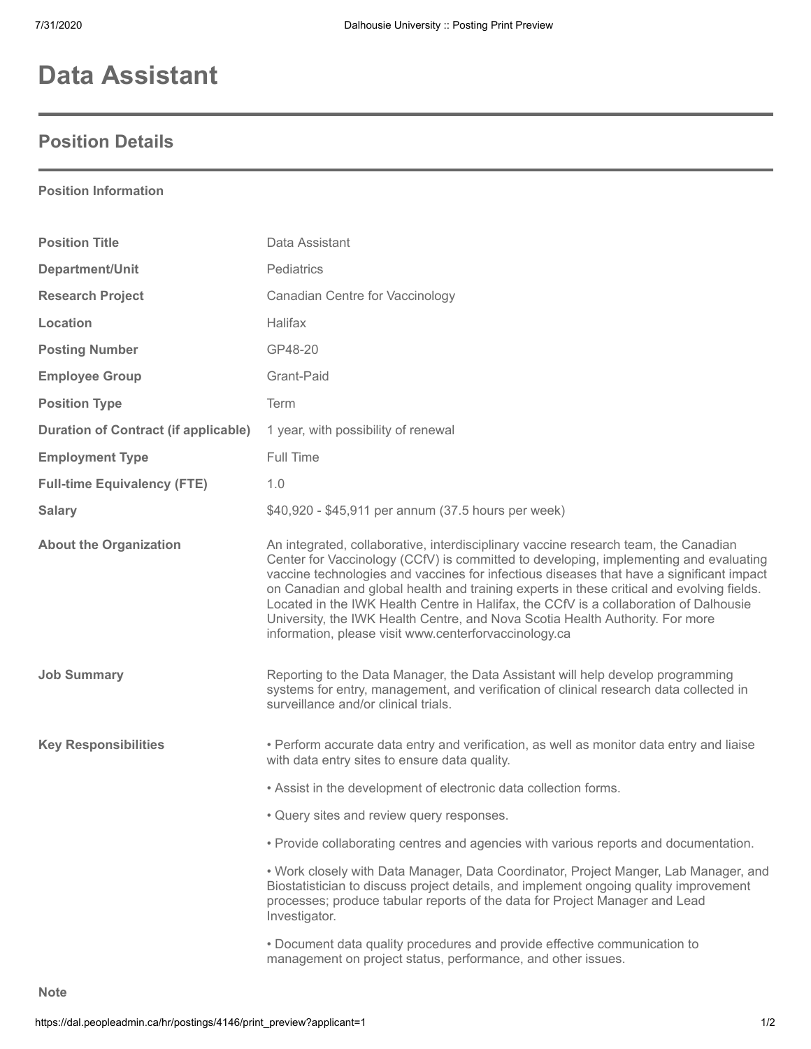# Data Assistant

## Position Details

**Position Information**

| | |
|---|---|
| **Position Title** | Data Assistant |
| **Department/Unit** | Pediatrics |
| **Research Project** | Canadian Centre for Vaccinology |
| **Location** | Halifax |
| **Posting Number** | GP48-20 |
| **Employee Group** | Grant-Paid |
| **Position Type** | Term |
| **Duration of Contract (if applicable)** | 1 year, with possibility of renewal |
| **Employment Type** | Full Time |
| **Full-time Equivalency (FTE)** | 1.0 |
| **Salary** | $40,920 - $45,911 per annum (37.5 hours per week) |

**About the Organization**

An integrated, collaborative, interdisciplinary vaccine research team, the Canadian Center for Vaccinology (CCfV) is committed to developing, implementing and evaluating vaccine technologies and vaccines for infectious diseases that have a significant impact on Canadian and global health and training experts in these critical and evolving fields. Located in the IWK Health Centre in Halifax, the CCfV is a collaboration of Dalhousie University, the IWK Health Centre, and Nova Scotia Health Authority. For more information, please visit www.centerforvaccinology.ca

**Job Summary**

Reporting to the Data Manager, the Data Assistant will help develop programming systems for entry, management, and verification of clinical research data collected in surveillance and/or clinical trials.

**Key Responsibilities**

- Perform accurate data entry and verification, as well as monitor data entry and liaise with data entry sites to ensure data quality.
- Assist in the development of electronic data collection forms.
- Query sites and review query responses.
- Provide collaborating centres and agencies with various reports and documentation.
- Work closely with Data Manager, Data Coordinator, Project Manger, Lab Manager, and Biostatistician to discuss project details, and implement ongoing quality improvement processes; produce tabular reports of the data for Project Manager and Lead Investigator.
- Document data quality procedures and provide effective communication to management on project status, performance, and other issues.

**Note**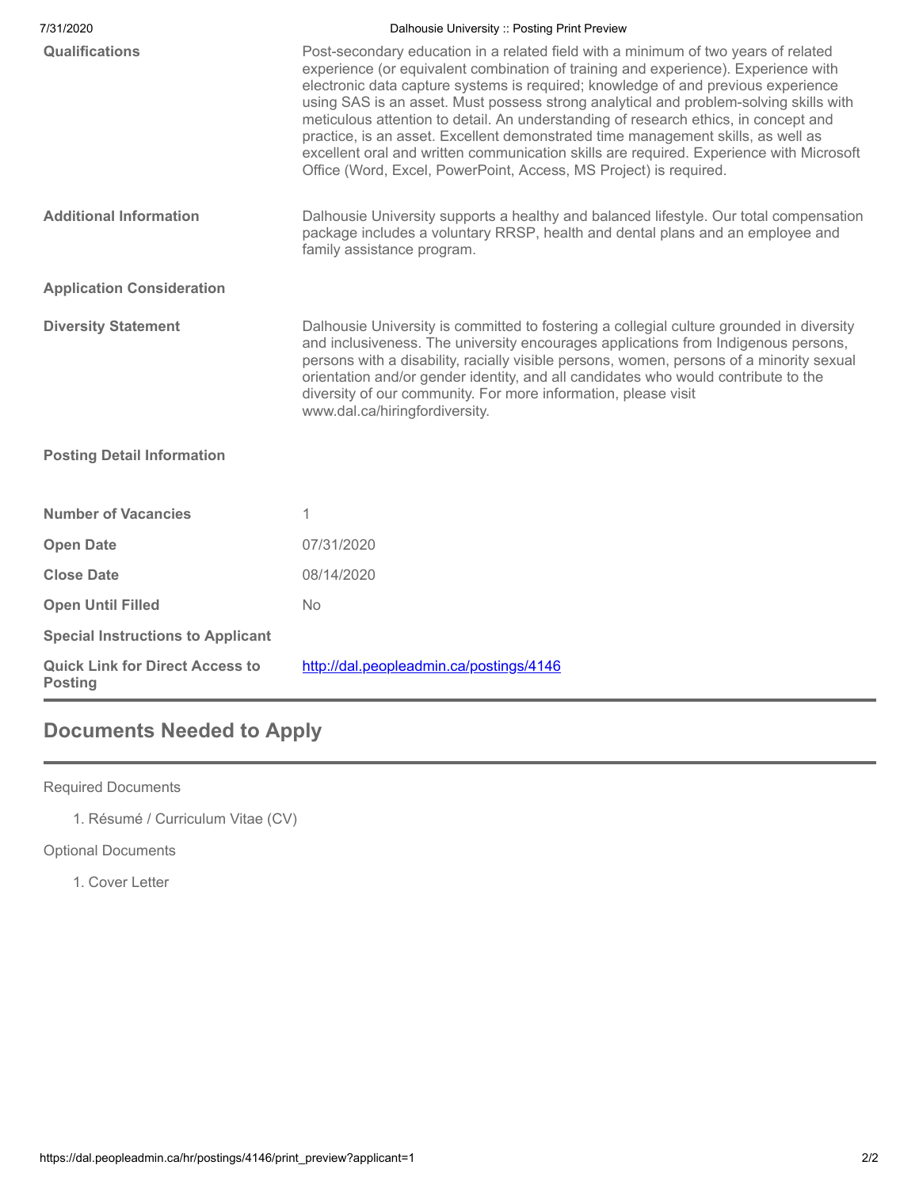| | |
|---|---|
| **Qualifications** | Post-secondary education in a related field with a minimum of two years of related experience (or equivalent combination of training and experience). Experience with electronic data capture systems is required; knowledge of and previous experience using SAS is an asset. Must possess strong analytical and problem-solving skills with meticulous attention to detail. An understanding of research ethics, in concept and practice, is an asset. Excellent demonstrated time management skills, as well as excellent oral and written communication skills are required. Experience with Microsoft Office (Word, Excel, PowerPoint, Access, MS Project) is required. |
| **Additional Information** | Dalhousie University supports a healthy and balanced lifestyle. Our total compensation package includes a voluntary RRSP, health and dental plans and an employee and family assistance program. |
| **Application Consideration** | |
| **Diversity Statement** | Dalhousie University is committed to fostering a collegial culture grounded in diversity and inclusiveness. The university encourages applications from Indigenous persons, persons with a disability, racially visible persons, women, persons of a minority sexual orientation and/or gender identity, and all candidates who would contribute to the diversity of our community. For more information, please visit www.dal.ca/hiringfordiversity. |

**Posting Detail Information**

| | |
|---|---|
| **Number of Vacancies** | 1 |
| **Open Date** | 07/31/2020 |
| **Close Date** | 08/14/2020 |
| **Open Until Filled** | No |
| **Special Instructions to Applicant** | |
| **Quick Link for Direct Access to Posting** | http://dal.peopleadmin.ca/postings/4146 |

## Documents Needed to Apply

Required Documents

1. Résumé / Curriculum Vitae (CV)

Optional Documents

1. Cover Letter